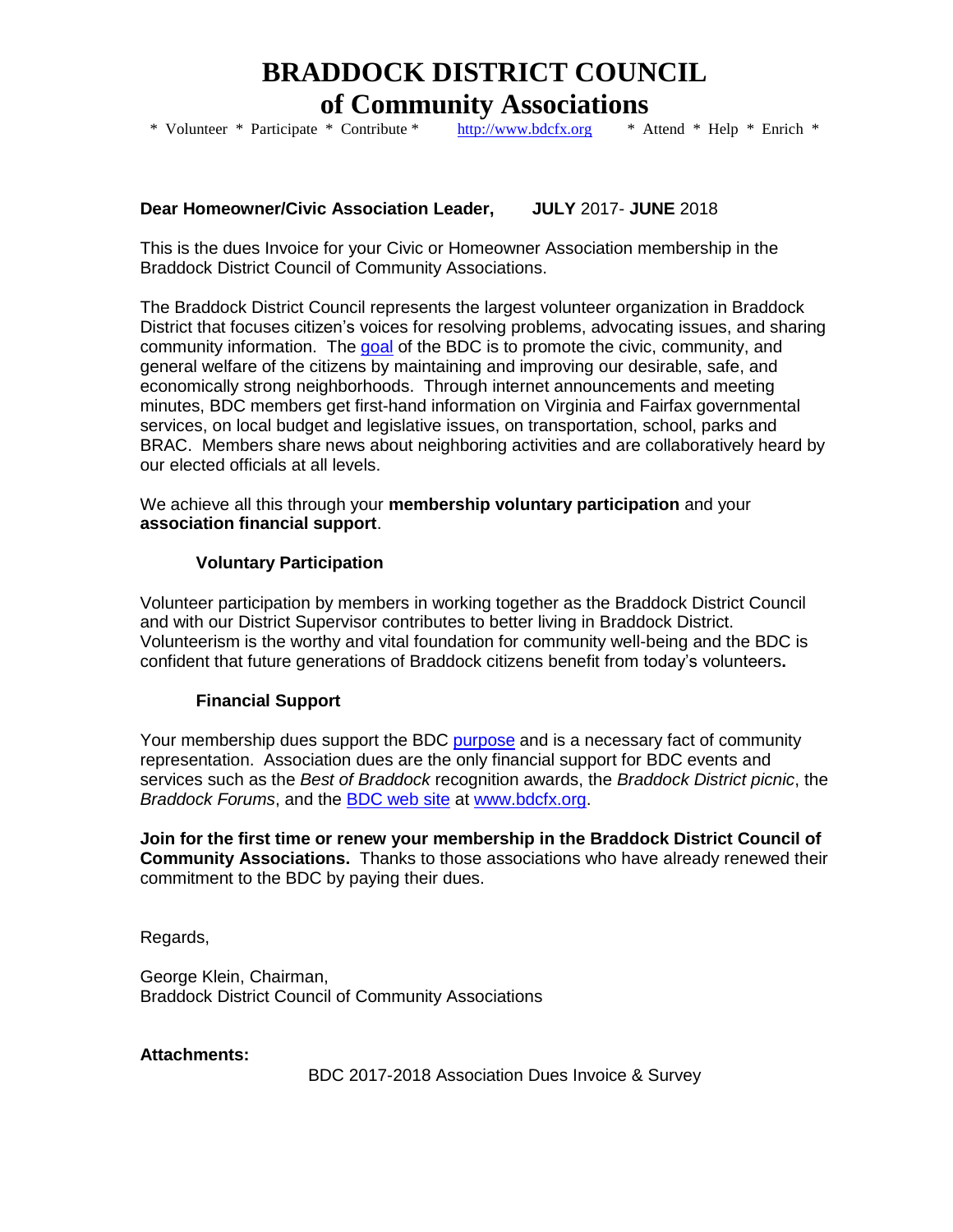# BRADDOCK DISTRICT COUNCIL
# of Community Associations

\* Volunteer \* Participate \* Contribute \* http://www.bdcfx.org \* Attend \* Help \* Enrich \*

**Dear Homeowner/Civic Association Leader,** **JULY** 2017- **JUNE** 2018

This is the dues Invoice for your Civic or Homeowner Association membership in the Braddock District Council of Community Associations.

The Braddock District Council represents the largest volunteer organization in Braddock District that focuses citizen's voices for resolving problems, advocating issues, and sharing community information. The goal of the BDC is to promote the civic, community, and general welfare of the citizens by maintaining and improving our desirable, safe, and economically strong neighborhoods. Through internet announcements and meeting minutes, BDC members get first-hand information on Virginia and Fairfax governmental services, on local budget and legislative issues, on transportation, school, parks and BRAC. Members share news about neighboring activities and are collaboratively heard by our elected officials at all levels.

We achieve all this through your **membership voluntary participation** and your **association financial support**.

### Voluntary Participation

Volunteer participation by members in working together as the Braddock District Council and with our District Supervisor contributes to better living in Braddock District. Volunteerism is the worthy and vital foundation for community well-being and the BDC is confident that future generations of Braddock citizens benefit from today's volunteers**.**

### Financial Support

Your membership dues support the BDC purpose and is a necessary fact of community representation. Association dues are the only financial support for BDC events and services such as the *Best of Braddock* recognition awards, the *Braddock District picnic*, the *Braddock Forums*, and the BDC web site at www.bdcfx.org.

**Join for the first time or renew your membership in the Braddock District Council of Community Associations.** Thanks to those associations who have already renewed their commitment to the BDC by paying their dues.

Regards,

George Klein, Chairman,
Braddock District Council of Community Associations

**Attachments:**

BDC 2017-2018 Association Dues Invoice & Survey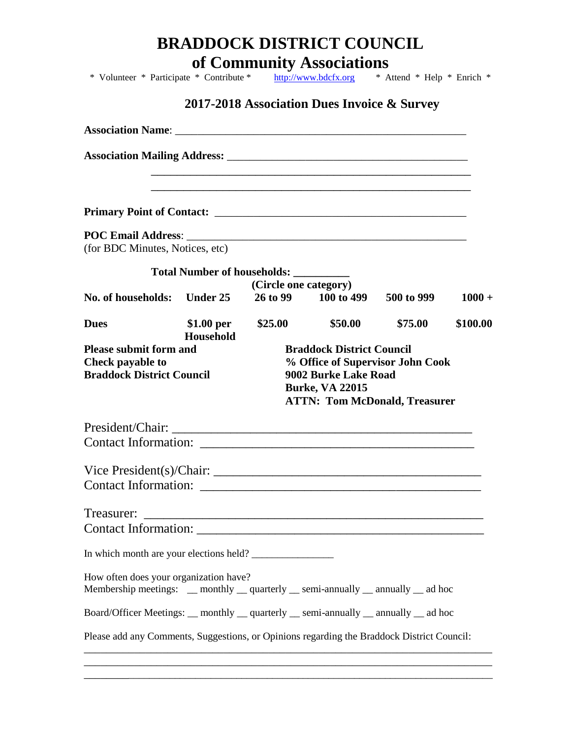# BRADDOCK DISTRICT COUNCIL
# of Community Associations

\* Volunteer \* Participate \* Contribute \* http://www.bdcfx.org \* Attend \* Help \* Enrich \*

## 2017-2018 Association Dues Invoice & Survey

**Association Name**: ____________________________________________________

**Association Mailing Address:** ___________________________________________

___________________________________________________________

___________________________________________________________

**Primary Point of Contact:** ______________________________________________

**POC Email Address**: ___________________________________________________
(for BDC Minutes, Notices, etc)

**Total Number of households:** __________

**(Circle one category)**

| | | | | | |
|---|---|---|---|---|---|
| **No. of households:** | **Under 25** | **26 to 99** | **100 to 499** | **500 to 999** | **1000 +** |
| **Dues** | **$1.00 per Household** | **$25.00** | **$50.00** | **$75.00** | **$100.00** |

**Please submit form and Check payable to Braddock District Council**

**Braddock District Council**
**% Office of Supervisor John Cook**
**9002 Burke Lake Road**
**Burke, VA 22015**
**ATTN: Tom McDonald, Treasurer**

President/Chair: ______________________________________________
Contact Information: ___________________________________________

Vice President(s)/Chair: ________________________________________
Contact Information: ___________________________________________

Treasurer: ____________________________________________________
Contact Information: ___________________________________________

In which month are your elections held? _______________

How often does your organization have?
Membership meetings: __ monthly __ quarterly __ semi-annually __ annually __ ad hoc

Board/Officer Meetings: __ monthly __ quarterly __ semi-annually __ annually __ ad hoc

Please add any Comments, Suggestions, or Opinions regarding the Braddock District Council:

_____________________________________________________________________________

_____________________________________________________________________________

_____________________________________________________________________________